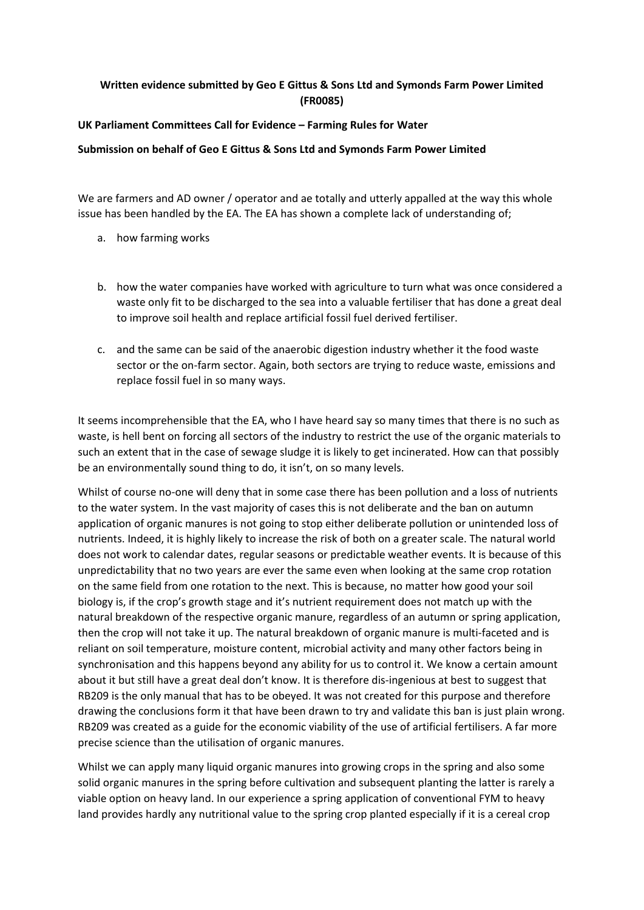**Written evidence submitted by Geo E Gittus & Sons Ltd and Symonds Farm Power Limited (FR0085)**

**UK Parliament Committees Call for Evidence – Farming Rules for Water**

**Submission on behalf of Geo E Gittus & Sons Ltd and Symonds Farm Power Limited**

We are farmers and AD owner / operator and ae totally and utterly appalled at the way this whole issue has been handled by the EA. The EA has shown a complete lack of understanding of;

a. how farming works

b. how the water companies have worked with agriculture to turn what was once considered a waste only fit to be discharged to the sea into a valuable fertiliser that has done a great deal to improve soil health and replace artificial fossil fuel derived fertiliser.

c. and the same can be said of the anaerobic digestion industry whether it the food waste sector or the on-farm sector. Again, both sectors are trying to reduce waste, emissions and replace fossil fuel in so many ways.

It seems incomprehensible that the EA, who I have heard say so many times that there is no such as waste, is hell bent on forcing all sectors of the industry to restrict the use of the organic materials to such an extent that in the case of sewage sludge it is likely to get incinerated. How can that possibly be an environmentally sound thing to do, it isn't, on so many levels.

Whilst of course no-one will deny that in some case there has been pollution and a loss of nutrients to the water system. In the vast majority of cases this is not deliberate and the ban on autumn application of organic manures is not going to stop either deliberate pollution or unintended loss of nutrients. Indeed, it is highly likely to increase the risk of both on a greater scale. The natural world does not work to calendar dates, regular seasons or predictable weather events. It is because of this unpredictability that no two years are ever the same even when looking at the same crop rotation on the same field from one rotation to the next. This is because, no matter how good your soil biology is, if the crop's growth stage and it's nutrient requirement does not match up with the natural breakdown of the respective organic manure, regardless of an autumn or spring application, then the crop will not take it up. The natural breakdown of organic manure is multi-faceted and is reliant on soil temperature, moisture content, microbial activity and many other factors being in synchronisation and this happens beyond any ability for us to control it. We know a certain amount about it but still have a great deal don't know. It is therefore dis-ingenious at best to suggest that RB209 is the only manual that has to be obeyed. It was not created for this purpose and therefore drawing the conclusions form it that have been drawn to try and validate this ban is just plain wrong. RB209 was created as a guide for the economic viability of the use of artificial fertilisers. A far more precise science than the utilisation of organic manures.

Whilst we can apply many liquid organic manures into growing crops in the spring and also some solid organic manures in the spring before cultivation and subsequent planting the latter is rarely a viable option on heavy land. In our experience a spring application of conventional FYM to heavy land provides hardly any nutritional value to the spring crop planted especially if it is a cereal crop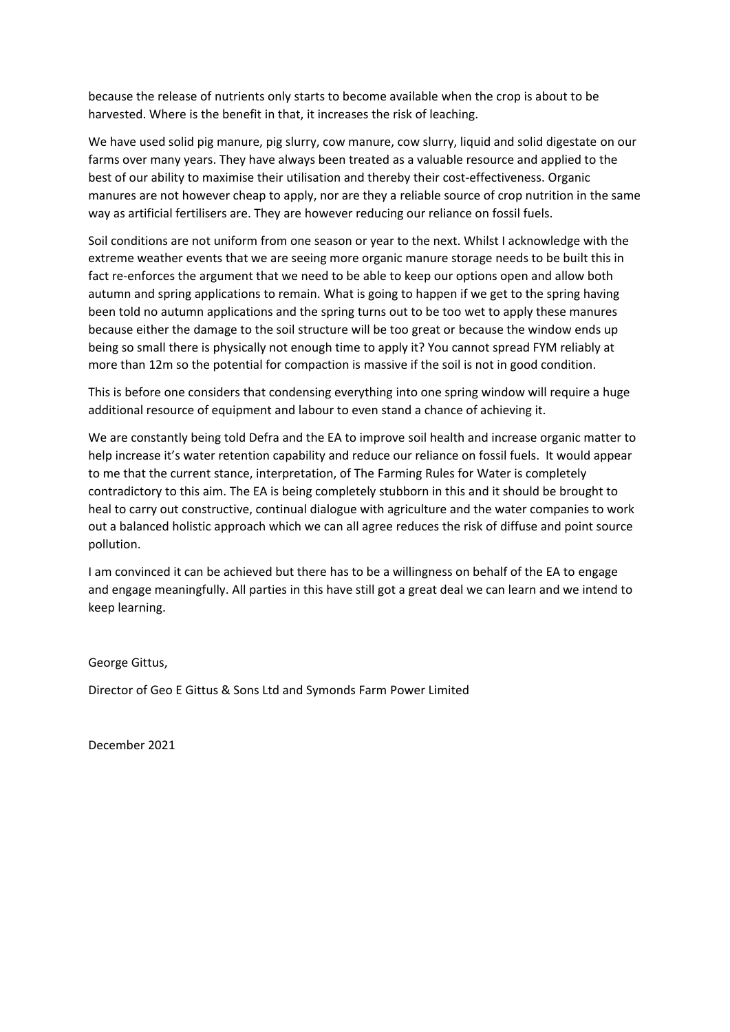because the release of nutrients only starts to become available when the crop is about to be harvested. Where is the benefit in that, it increases the risk of leaching.

We have used solid pig manure, pig slurry, cow manure, cow slurry, liquid and solid digestate on our farms over many years. They have always been treated as a valuable resource and applied to the best of our ability to maximise their utilisation and thereby their cost-effectiveness. Organic manures are not however cheap to apply, nor are they a reliable source of crop nutrition in the same way as artificial fertilisers are. They are however reducing our reliance on fossil fuels.

Soil conditions are not uniform from one season or year to the next. Whilst I acknowledge with the extreme weather events that we are seeing more organic manure storage needs to be built this in fact re-enforces the argument that we need to be able to keep our options open and allow both autumn and spring applications to remain. What is going to happen if we get to the spring having been told no autumn applications and the spring turns out to be too wet to apply these manures because either the damage to the soil structure will be too great or because the window ends up being so small there is physically not enough time to apply it? You cannot spread FYM reliably at more than 12m so the potential for compaction is massive if the soil is not in good condition.

This is before one considers that condensing everything into one spring window will require a huge additional resource of equipment and labour to even stand a chance of achieving it.

We are constantly being told Defra and the EA to improve soil health and increase organic matter to help increase it's water retention capability and reduce our reliance on fossil fuels. It would appear to me that the current stance, interpretation, of The Farming Rules for Water is completely contradictory to this aim. The EA is being completely stubborn in this and it should be brought to heal to carry out constructive, continual dialogue with agriculture and the water companies to work out a balanced holistic approach which we can all agree reduces the risk of diffuse and point source pollution.

I am convinced it can be achieved but there has to be a willingness on behalf of the EA to engage and engage meaningfully. All parties in this have still got a great deal we can learn and we intend to keep learning.

George Gittus,

Director of Geo E Gittus & Sons Ltd and Symonds Farm Power Limited

December 2021